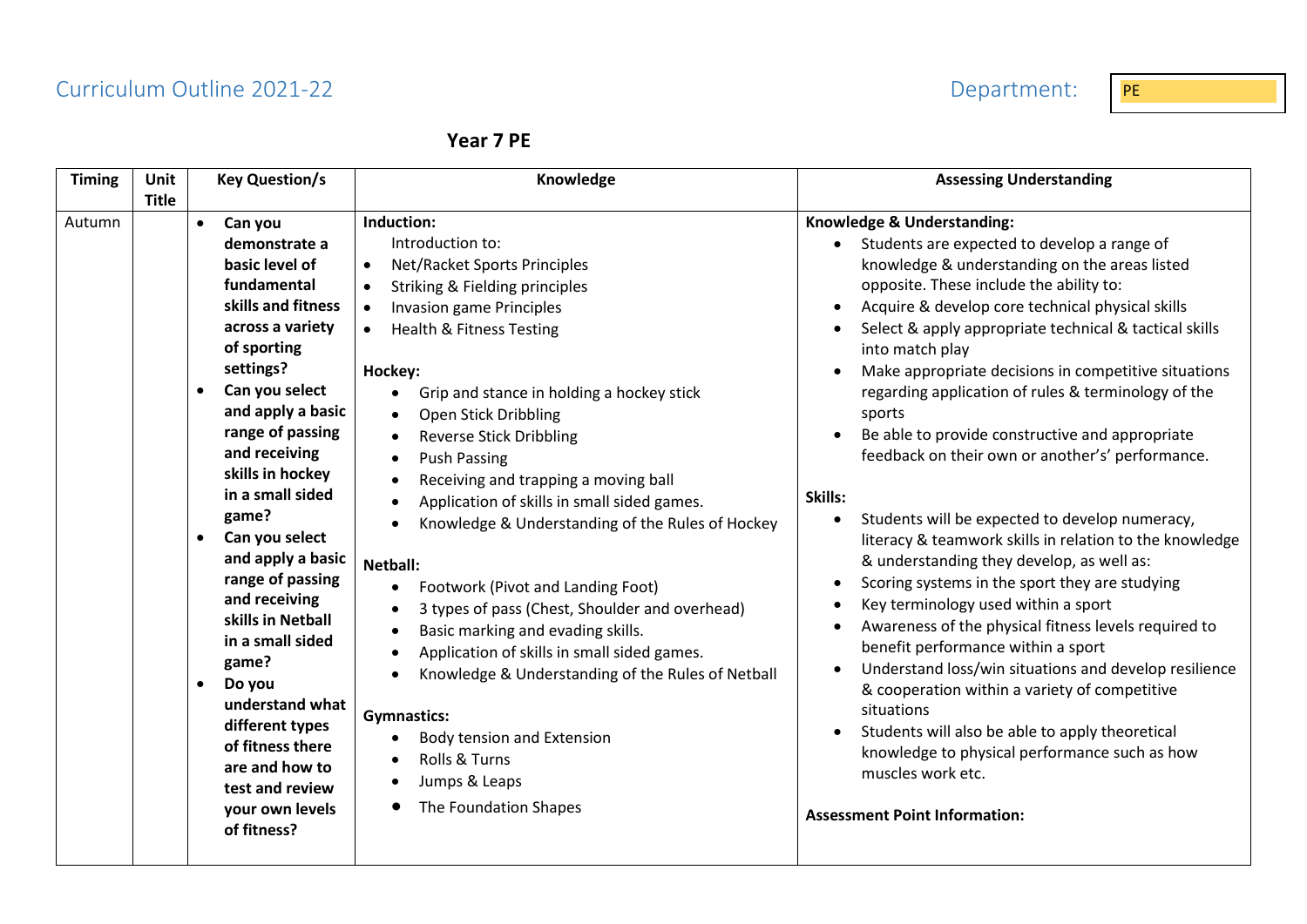Curriculum Outline 2021-22

Department: PE

## Year 7 PE

| Timing | Unit Title | Key Question/s | Knowledge | Assessing Understanding |
|---|---|---|---|---|
| Autumn | | • **Can you demonstrate a basic level of fundamental skills and fitness across a variety of sporting settings?**<br>• **Can you select and apply a basic range of passing and receiving skills in hockey in a small sided game?**<br>• **Can you select and apply a basic range of passing and receiving skills in Netball in a small sided game?**<br>• **Do you understand what different types of fitness there are and how to test and review your own levels of fitness?** | **Induction:**<br>Introduction to:<br>• Net/Racket Sports Principles<br>• Striking & Fielding principles<br>• Invasion game Principles<br>• Health & Fitness Testing<br><br>**Hockey:**<br>• Grip and stance in holding a hockey stick<br>• Open Stick Dribbling<br>• Reverse Stick Dribbling<br>• Push Passing<br>• Receiving and trapping a moving ball<br>• Application of skills in small sided games.<br>• Knowledge & Understanding of the Rules of Hockey<br><br>**Netball:**<br>• Footwork (Pivot and Landing Foot)<br>• 3 types of pass (Chest, Shoulder and overhead)<br>• Basic marking and evading skills.<br>• Application of skills in small sided games.<br>• Knowledge & Understanding of the Rules of Netball<br><br>**Gymnastics:**<br>• Body tension and Extension<br>• Rolls & Turns<br>• Jumps & Leaps<br>• The Foundation Shapes | **Knowledge & Understanding:**<br>• Students are expected to develop a range of knowledge & understanding on the areas listed opposite. These include the ability to:<br>• Acquire & develop core technical physical skills<br>• Select & apply appropriate technical & tactical skills into match play<br>• Make appropriate decisions in competitive situations regarding application of rules & terminology of the sports<br>• Be able to provide constructive and appropriate feedback on their own or another's' performance.<br><br>**Skills:**<br>• Students will be expected to develop numeracy, literacy & teamwork skills in relation to the knowledge & understanding they develop, as well as:<br>• Scoring systems in the sport they are studying<br>• Key terminology used within a sport<br>• Awareness of the physical fitness levels required to benefit performance within a sport<br>• Understand loss/win situations and develop resilience & cooperation within a variety of competitive situations<br>• Students will also be able to apply theoretical knowledge to physical performance such as how muscles work etc.<br><br>**Assessment Point Information:** |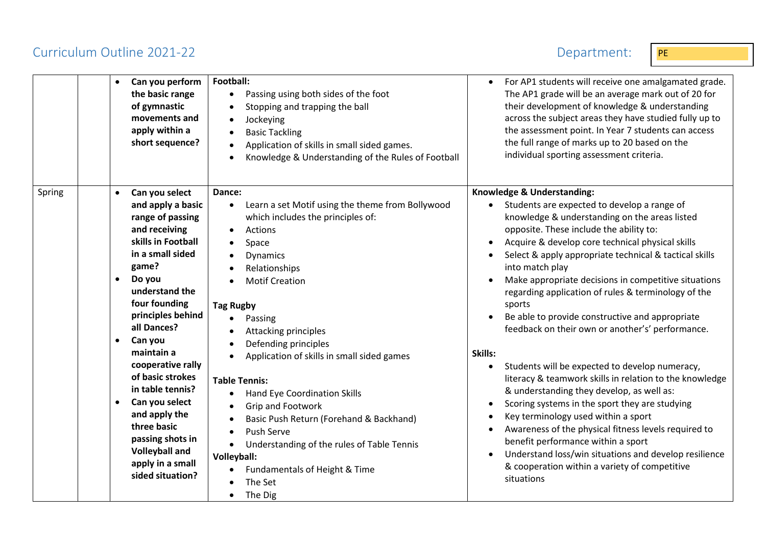Curriculum Outline 2021-22 Department: PE

| | | | | |
|---|---|---|---|---|
| | | • **Can you perform the basic range of gymnastic movements and apply within a short sequence?** | **Football:**<br>• Passing using both sides of the foot<br>• Stopping and trapping the ball<br>• Jockeying<br>• Basic Tackling<br>• Application of skills in small sided games.<br>• Knowledge & Understanding of the Rules of Football | • For AP1 students will receive one amalgamated grade. The AP1 grade will be an average mark out of 20 for their development of knowledge & understanding across the subject areas they have studied fully up to the assessment point. In Year 7 students can access the full range of marks up to 20 based on the individual sporting assessment criteria. |
| Spring | | • **Can you select and apply a basic range of passing and receiving skills in Football in a small sided game?**<br>• **Do you understand the four founding principles behind all Dances?**<br>• **Can you maintain a cooperative rally of basic strokes in table tennis?**<br>• **Can you select and apply the three basic passing shots in Volleyball and apply in a small sided situation?** | **Dance:**<br>• Learn a set Motif using the theme from Bollywood which includes the principles of:<br>• Actions<br>• Space<br>• Dynamics<br>• Relationships<br>• Motif Creation<br><br>**Tag Rugby**<br>• Passing<br>• Attacking principles<br>• Defending principles<br>• Application of skills in small sided games<br><br>**Table Tennis:**<br>• Hand Eye Coordination Skills<br>• Grip and Footwork<br>• Basic Push Return (Forehand & Backhand)<br>• Push Serve<br>• Understanding of the rules of Table Tennis<br>**Volleyball:**<br>• Fundamentals of Height & Time<br>• The Set<br>• The Dig | **Knowledge & Understanding:**<br>• Students are expected to develop a range of knowledge & understanding on the areas listed opposite. These include the ability to:<br>• Acquire & develop core technical physical skills<br>• Select & apply appropriate technical & tactical skills into match play<br>• Make appropriate decisions in competitive situations regarding application of rules & terminology of the sports<br>• Be able to provide constructive and appropriate feedback on their own or another's' performance.<br><br>**Skills:**<br>• Students will be expected to develop numeracy, literacy & teamwork skills in relation to the knowledge & understanding they develop, as well as:<br>• Scoring systems in the sport they are studying<br>• Key terminology used within a sport<br>• Awareness of the physical fitness levels required to benefit performance within a sport<br>• Understand loss/win situations and develop resilience & cooperation within a variety of competitive situations |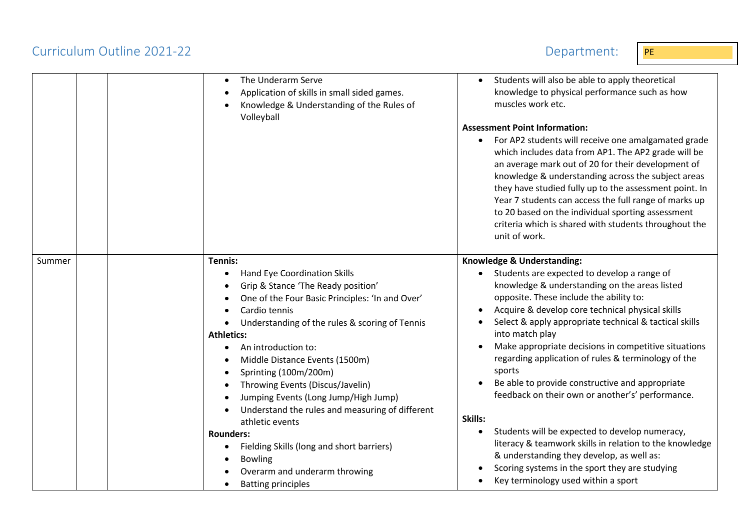# Curriculum Outline 2021-22

Department: PE

| | | | | |
|---|---|---|---|---|
| | | | • The Underarm Serve<br>• Application of skills in small sided games.<br>• Knowledge & Understanding of the Rules of Volleyball | • Students will also be able to apply theoretical knowledge to physical performance such as how muscles work etc.<br><br>**Assessment Point Information:**<br>• For AP2 students will receive one amalgamated grade which includes data from AP1. The AP2 grade will be an average mark out of 20 for their development of knowledge & understanding across the subject areas they have studied fully up to the assessment point. In Year 7 students can access the full range of marks up to 20 based on the individual sporting assessment criteria which is shared with students throughout the unit of work. |
| Summer | | | **Tennis:**<br>• Hand Eye Coordination Skills<br>• Grip & Stance 'The Ready position'<br>• One of the Four Basic Principles: 'In and Over'<br>• Cardio tennis<br>• Understanding of the rules & scoring of Tennis<br>**Athletics:**<br>• An introduction to:<br>• Middle Distance Events (1500m)<br>• Sprinting (100m/200m)<br>• Throwing Events (Discus/Javelin)<br>• Jumping Events (Long Jump/High Jump)<br>• Understand the rules and measuring of different athletic events<br>**Rounders:**<br>• Fielding Skills (long and short barriers)<br>• Bowling<br>• Overarm and underarm throwing<br>• Batting principles | **Knowledge & Understanding:**<br>• Students are expected to develop a range of knowledge & understanding on the areas listed opposite. These include the ability to:<br>• Acquire & develop core technical physical skills<br>• Select & apply appropriate technical & tactical skills into match play<br>• Make appropriate decisions in competitive situations regarding application of rules & terminology of the sports<br>• Be able to provide constructive and appropriate feedback on their own or another's' performance.<br><br>**Skills:**<br>• Students will be expected to develop numeracy, literacy & teamwork skills in relation to the knowledge & understanding they develop, as well as:<br>• Scoring systems in the sport they are studying<br>• Key terminology used within a sport |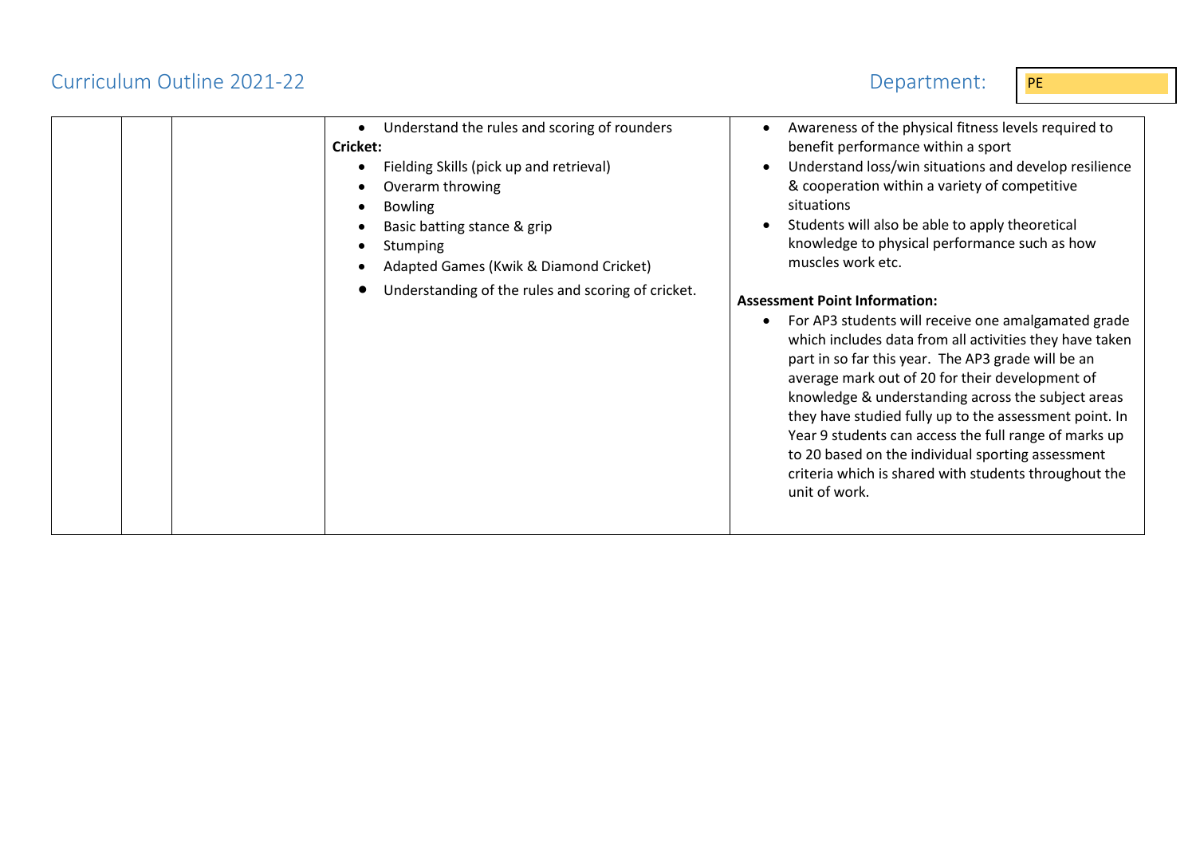# Curriculum Outline 2021-22

Department: PE

| | | | | |
|---|---|---|---|---|
| | | | • Understand the rules and scoring of rounders<br>**Cricket:**<br>• Fielding Skills (pick up and retrieval)<br>• Overarm throwing<br>• Bowling<br>• Basic batting stance & grip<br>• Stumping<br>• Adapted Games (Kwik & Diamond Cricket)<br>• Understanding of the rules and scoring of cricket. | • Awareness of the physical fitness levels required to benefit performance within a sport<br>• Understand loss/win situations and develop resilience & cooperation within a variety of competitive situations<br>• Students will also be able to apply theoretical knowledge to physical performance such as how muscles work etc.<br><br>**Assessment Point Information:**<br>• For AP3 students will receive one amalgamated grade which includes data from all activities they have taken part in so far this year. The AP3 grade will be an average mark out of 20 for their development of knowledge & understanding across the subject areas they have studied fully up to the assessment point. In Year 9 students can access the full range of marks up to 20 based on the individual sporting assessment criteria which is shared with students throughout the unit of work. |